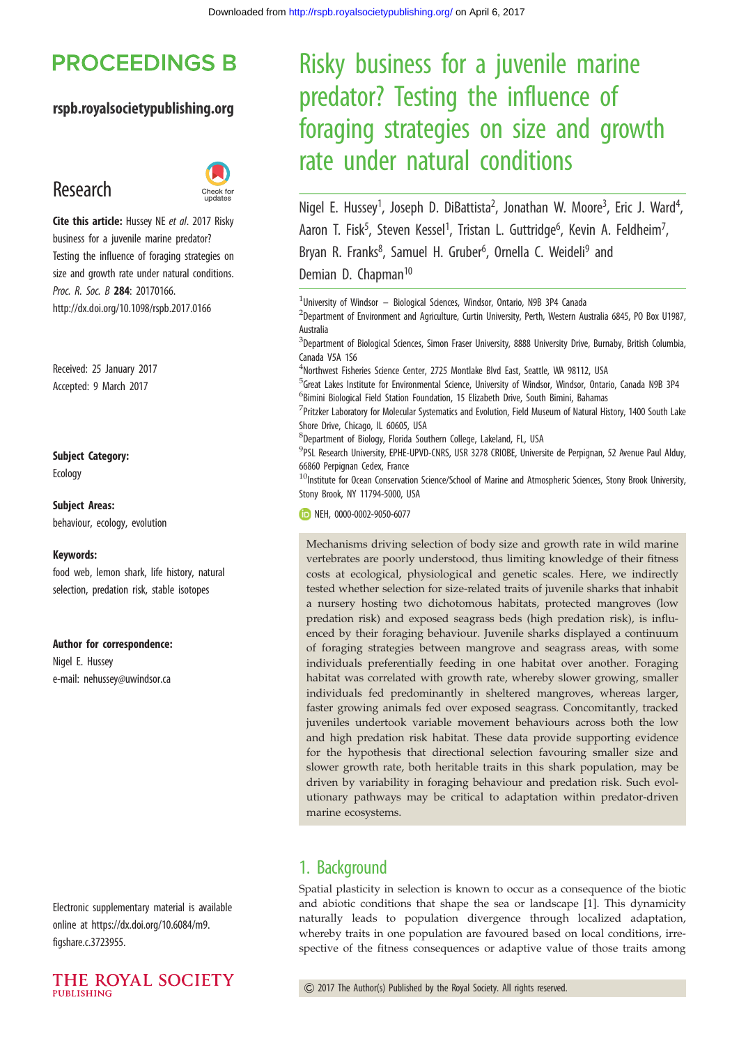# Risky business for a juvenile marine predator? Testing the influence of foraging strategies on size and growth rate under natural conditions

Nigel E. Hussey[1], Joseph D. DiBattista[2], Jonathan W. Moore[3], Eric J. Ward[4], Aaron T. Fisk[5], Steven Kessel[1], Tristan L. Guttridge[6], Kevin A. Feldheim[7], Bryan R. Franks[8], Samuel H. Gruber[6], Ornella C. Weideli[9] and Demian D. Chapman[10]

[1]University of Windsor – Biological Sciences, Windsor, Ontario, N9B 3P4 Canada
[2]Department of Environment and Agriculture, Curtin University, Perth, Western Australia 6845, PO Box U1987, Australia
[3]Department of Biological Sciences, Simon Fraser University, 8888 University Drive, Burnaby, British Columbia, Canada V5A 1S6
[4]Northwest Fisheries Science Center, 2725 Montlake Blvd East, Seattle, WA 98112, USA
[5]Great Lakes Institute for Environmental Science, University of Windsor, Windsor, Ontario, Canada N9B 3P4
[6]Bimini Biological Field Station Foundation, 15 Elizabeth Drive, South Bimini, Bahamas
[7]Pritzker Laboratory for Molecular Systematics and Evolution, Field Museum of Natural History, 1400 South Lake Shore Drive, Chicago, IL 60605, USA
[8]Department of Biology, Florida Southern College, Lakeland, FL, USA
[9]PSL Research University, EPHE-UPVD-CNRS, USR 3278 CRIOBE, Universite de Perpignan, 52 Avenue Paul Alduy, 66860 Perpignan Cedex, France
[10]Institute for Ocean Conservation Science/School of Marine and Atmospheric Sciences, Stony Brook University, Stony Brook, NY 11794-5000, USA

NEH, 0000-0002-9050-6077

**Research**

**Cite this article:** Hussey NE *et al.* 2017 Risky business for a juvenile marine predator? Testing the influence of foraging strategies on size and growth rate under natural conditions. *Proc. R. Soc. B* **284**: 20170166. http://dx.doi.org/10.1098/rspb.2017.0166

Received: 25 January 2017
Accepted: 9 March 2017

**Subject Category:**
Ecology

**Subject Areas:**
behaviour, ecology, evolution

**Keywords:**
food web, lemon shark, life history, natural selection, predation risk, stable isotopes

**Author for correspondence:**
Nigel E. Hussey
e-mail: nehussey@uwindsor.ca

Electronic supplementary material is available online at https://dx.doi.org/10.6084/m9.figshare.c.3723955.

Mechanisms driving selection of body size and growth rate in wild marine vertebrates are poorly understood, thus limiting knowledge of their fitness costs at ecological, physiological and genetic scales. Here, we indirectly tested whether selection for size-related traits of juvenile sharks that inhabit a nursery hosting two dichotomous habitats, protected mangroves (low predation risk) and exposed seagrass beds (high predation risk), is influenced by their foraging behaviour. Juvenile sharks displayed a continuum of foraging strategies between mangrove and seagrass areas, with some individuals preferentially feeding in one habitat over another. Foraging habitat was correlated with growth rate, whereby slower growing, smaller individuals fed predominantly in sheltered mangroves, whereas larger, faster growing animals fed over exposed seagrass. Concomitantly, tracked juveniles undertook variable movement behaviours across both the low and high predation risk habitat. These data provide supporting evidence for the hypothesis that directional selection favouring smaller size and slower growth rate, both heritable traits in this shark population, may be driven by variability in foraging behaviour and predation risk. Such evolutionary pathways may be critical to adaptation within predator-driven marine ecosystems.

## 1. Background

Spatial plasticity in selection is known to occur as a consequence of the biotic and abiotic conditions that shape the sea or landscape [1]. This dynamicity naturally leads to population divergence through localized adaptation, whereby traits in one population are favoured based on local conditions, irrespective of the fitness consequences or adaptive value of those traits among

© 2017 The Author(s) Published by the Royal Society. All rights reserved.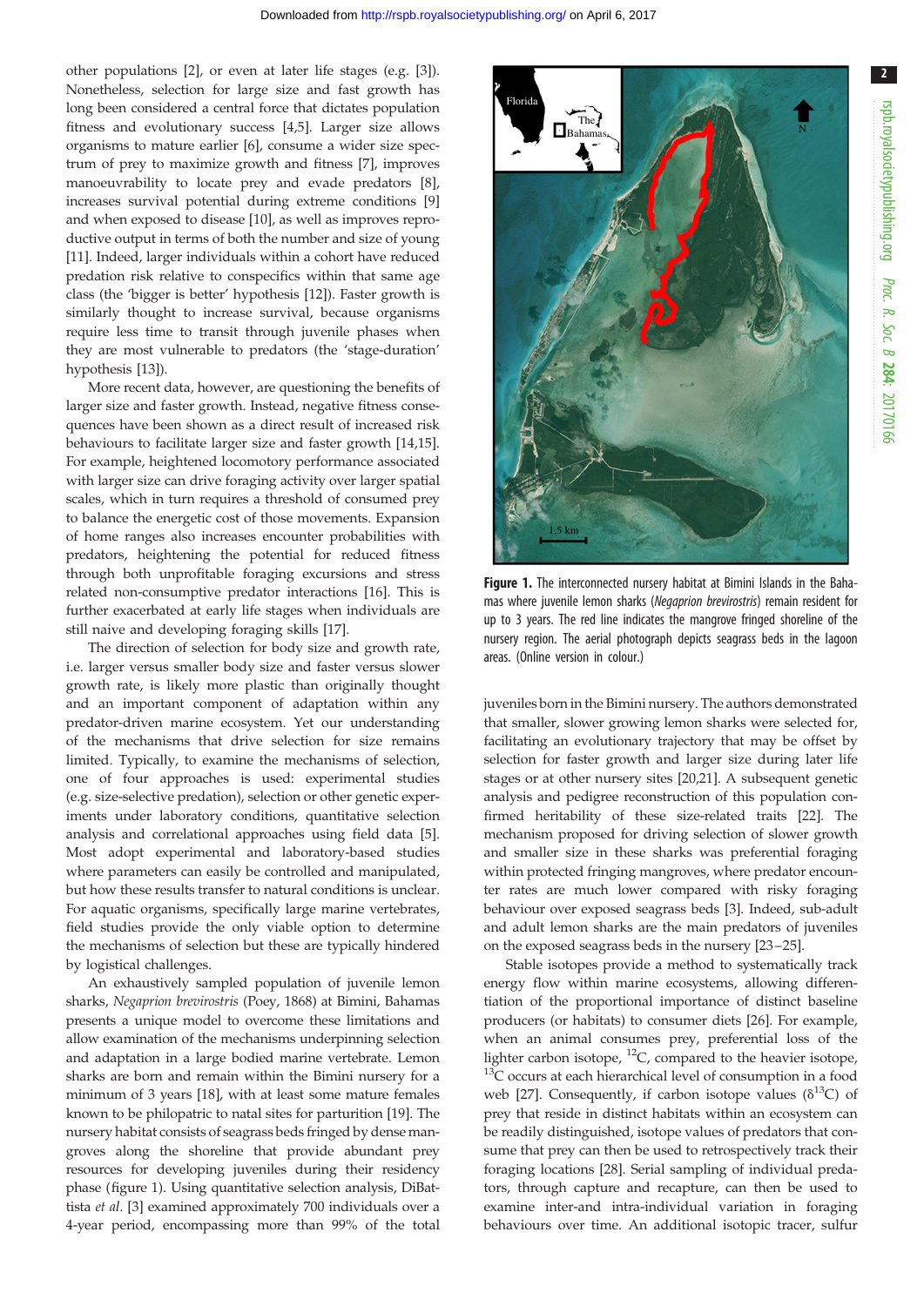other populations [2], or even at later life stages (e.g. [3]). Nonetheless, selection for large size and fast growth has long been considered a central force that dictates population fitness and evolutionary success [4,5]. Larger size allows organisms to mature earlier [6], consume a wider size spectrum of prey to maximize growth and fitness [7], improves manoeuvrability to locate prey and evade predators [8], increases survival potential during extreme conditions [9] and when exposed to disease [10], as well as improves reproductive output in terms of both the number and size of young [11]. Indeed, larger individuals within a cohort have reduced predation risk relative to conspecifics within that same age class (the 'bigger is better' hypothesis [12]). Faster growth is similarly thought to increase survival, because organisms require less time to transit through juvenile phases when they are most vulnerable to predators (the 'stage-duration' hypothesis [13]).

More recent data, however, are questioning the benefits of larger size and faster growth. Instead, negative fitness consequences have been shown as a direct result of increased risk behaviours to facilitate larger size and faster growth [14,15]. For example, heightened locomotory performance associated with larger size can drive foraging activity over larger spatial scales, which in turn requires a threshold of consumed prey to balance the energetic cost of those movements. Expansion of home ranges also increases encounter probabilities with predators, heightening the potential for reduced fitness through both unprofitable foraging excursions and stress related non-consumptive predator interactions [16]. This is further exacerbated at early life stages when individuals are still naive and developing foraging skills [17].

The direction of selection for body size and growth rate, i.e. larger versus smaller body size and faster versus slower growth rate, is likely more plastic than originally thought and an important component of adaptation within any predator-driven marine ecosystem. Yet our understanding of the mechanisms that drive selection for size remains limited. Typically, to examine the mechanisms of selection, one of four approaches is used: experimental studies (e.g. size-selective predation), selection or other genetic experiments under laboratory conditions, quantitative selection analysis and correlational approaches using field data [5]. Most adopt experimental and laboratory-based studies where parameters can easily be controlled and manipulated, but how these results transfer to natural conditions is unclear. For aquatic organisms, specifically large marine vertebrates, field studies provide the only viable option to determine the mechanisms of selection but these are typically hindered by logistical challenges.

An exhaustively sampled population of juvenile lemon sharks, *Negaprion brevirostris* (Poey, 1868) at Bimini, Bahamas presents a unique model to overcome these limitations and allow examination of the mechanisms underpinning selection and adaptation in a large bodied marine vertebrate. Lemon sharks are born and remain within the Bimini nursery for a minimum of 3 years [18], with at least some mature females known to be philopatric to natal sites for parturition [19]. The nursery habitat consists of seagrass beds fringed by dense mangroves along the shoreline that provide abundant prey resources for developing juveniles during their residency phase (figure 1). Using quantitative selection analysis, DiBattista *et al.* [3] examined approximately 700 individuals over a 4-year period, encompassing more than 99% of the total juveniles born in the Bimini nursery. The authors demonstrated that smaller, slower growing lemon sharks were selected for, facilitating an evolutionary trajectory that may be offset by selection for faster growth and larger size during later life stages or at other nursery sites [20,21]. A subsequent genetic analysis and pedigree reconstruction of this population confirmed heritability of these size-related traits [22]. The mechanism proposed for driving selection of slower growth and smaller size in these sharks was preferential foraging within protected fringing mangroves, where predator encounter rates are much lower compared with risky foraging behaviour over exposed seagrass beds [3]. Indeed, sub-adult and adult lemon sharks are the main predators of juveniles on the exposed seagrass beds in the nursery [23–25].

**Figure 1.** The interconnected nursery habitat at Bimini Islands in the Bahamas where juvenile lemon sharks (*Negaprion brevirostris*) remain resident for up to 3 years. The red line indicates the mangrove fringed shoreline of the nursery region. The aerial photograph depicts seagrass beds in the lagoon areas. (Online version in colour.)

Stable isotopes provide a method to systematically track energy flow within marine ecosystems, allowing differentiation of the proportional importance of distinct baseline producers (or habitats) to consumer diets [26]. For example, when an animal consumes prey, preferential loss of the lighter carbon isotope, $^{12}C$, compared to the heavier isotope, $^{13}C$ occurs at each hierarchical level of consumption in a food web [27]. Consequently, if carbon isotope values ($\delta^{13}C$) of prey that reside in distinct habitats within an ecosystem can be readily distinguished, isotope values of predators that consume that prey can then be used to retrospectively track their foraging locations [28]. Serial sampling of individual predators, through capture and recapture, can then be used to examine inter-and intra-individual variation in foraging behaviours over time. An additional isotopic tracer, sulfur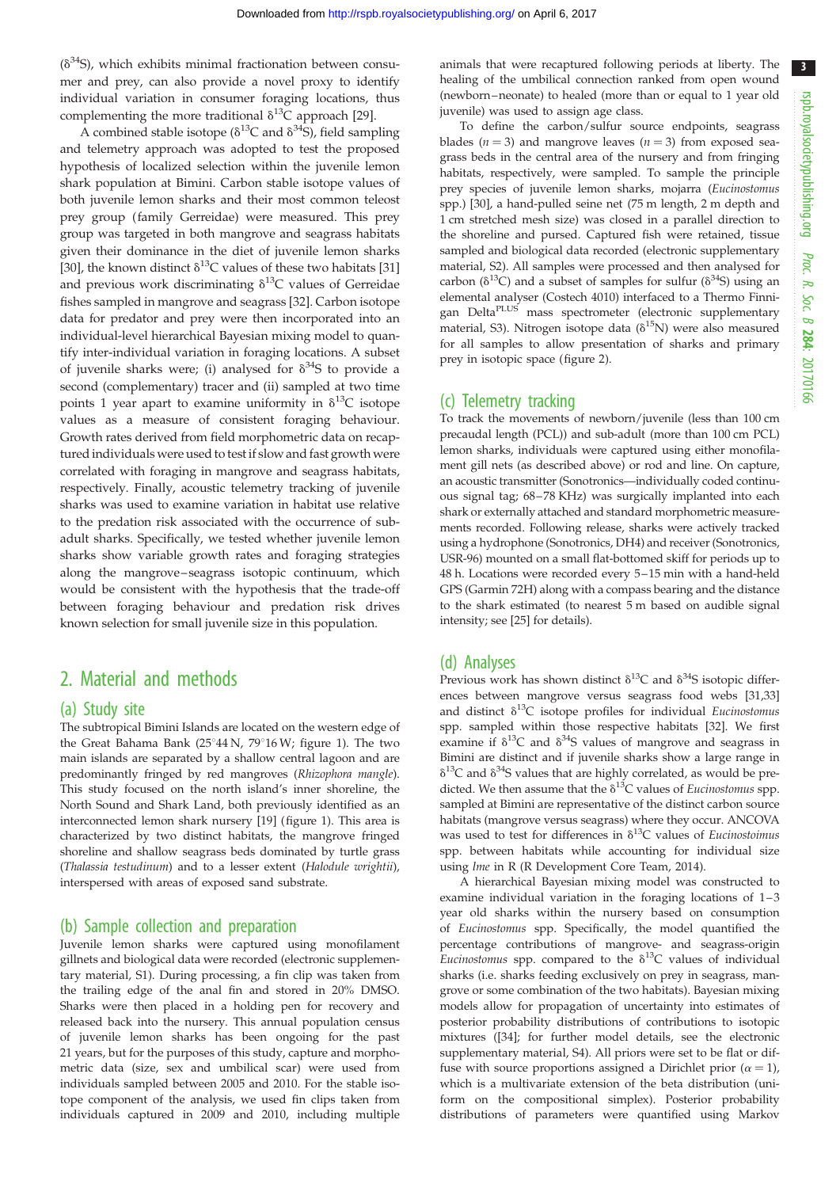($\delta^{34}$S), which exhibits minimal fractionation between consumer and prey, can also provide a novel proxy to identify individual variation in consumer foraging locations, thus complementing the more traditional $\delta^{13}$C approach [29].

A combined stable isotope ($\delta^{13}$C and $\delta^{34}$S), field sampling and telemetry approach was adopted to test the proposed hypothesis of localized selection within the juvenile lemon shark population at Bimini. Carbon stable isotope values of both juvenile lemon sharks and their most common teleost prey group (family Gerreidae) were measured. This prey group was targeted in both mangrove and seagrass habitats given their dominance in the diet of juvenile lemon sharks [30], the known distinct $\delta^{13}$C values of these two habitats [31] and previous work discriminating $\delta^{13}$C values of Gerreidae fishes sampled in mangrove and seagrass [32]. Carbon isotope data for predator and prey were then incorporated into an individual-level hierarchical Bayesian mixing model to quantify inter-individual variation in foraging locations. A subset of juvenile sharks were; (i) analysed for $\delta^{34}$S to provide a second (complementary) tracer and (ii) sampled at two time points 1 year apart to examine uniformity in $\delta^{13}$C isotope values as a measure of consistent foraging behaviour. Growth rates derived from field morphometric data on recaptured individuals were used to test if slow and fast growth were correlated with foraging in mangrove and seagrass habitats, respectively. Finally, acoustic telemetry tracking of juvenile sharks was used to examine variation in habitat use relative to the predation risk associated with the occurrence of sub-adult sharks. Specifically, we tested whether juvenile lemon sharks show variable growth rates and foraging strategies along the mangrove–seagrass isotopic continuum, which would be consistent with the hypothesis that the trade-off between foraging behaviour and predation risk drives known selection for small juvenile size in this population.

## 2. Material and methods

### (a) Study site

The subtropical Bimini Islands are located on the western edge of the Great Bahama Bank (25°44 N, 79°16 W; figure 1). The two main islands are separated by a shallow central lagoon and are predominantly fringed by red mangroves (*Rhizophora mangle*). This study focused on the north island's inner shoreline, the North Sound and Shark Land, both previously identified as an interconnected lemon shark nursery [19] (figure 1). This area is characterized by two distinct habitats, the mangrove fringed shoreline and shallow seagrass beds dominated by turtle grass (*Thalassia testudinum*) and to a lesser extent (*Halodule wrightii*), interspersed with areas of exposed sand substrate.

### (b) Sample collection and preparation

Juvenile lemon sharks were captured using monofilament gillnets and biological data were recorded (electronic supplementary material, S1). During processing, a fin clip was taken from the trailing edge of the anal fin and stored in 20% DMSO. Sharks were then placed in a holding pen for recovery and released back into the nursery. This annual population census of juvenile lemon sharks has been ongoing for the past 21 years, but for the purposes of this study, capture and morphometric data (size, sex and umbilical scar) were used from individuals sampled between 2005 and 2010. For the stable isotope component of the analysis, we used fin clips taken from individuals captured in 2009 and 2010, including multiple animals that were recaptured following periods at liberty. The healing of the umbilical connection ranked from open wound (newborn–neonate) to healed (more than or equal to 1 year old juvenile) was used to assign age class.

To define the carbon/sulfur source endpoints, seagrass blades ($n = 3$) and mangrove leaves ($n = 3$) from exposed seagrass beds in the central area of the nursery and from fringing habitats, respectively, were sampled. To sample the principle prey species of juvenile lemon sharks, mojarra (*Eucinostomus* spp.) [30], a hand-pulled seine net (75 m length, 2 m depth and 1 cm stretched mesh size) was closed in a parallel direction to the shoreline and pursed. Captured fish were retained, tissue sampled and biological data recorded (electronic supplementary material, S2). All samples were processed and then analysed for carbon ($\delta^{13}$C) and a subset of samples for sulfur ($\delta^{34}$S) using an elemental analyser (Costech 4010) interfaced to a Thermo Finnigan Delta$^{PLUS}$ mass spectrometer (electronic supplementary material, S3). Nitrogen isotope data ($\delta^{15}$N) were also measured for all samples to allow presentation of sharks and primary prey in isotopic space (figure 2).

### (c) Telemetry tracking

To track the movements of newborn/juvenile (less than 100 cm precaudal length (PCL)) and sub-adult (more than 100 cm PCL) lemon sharks, individuals were captured using either monofilament gill nets (as described above) or rod and line. On capture, an acoustic transmitter (Sonotronics—individually coded continuous signal tag; 68–78 KHz) was surgically implanted into each shark or externally attached and standard morphometric measurements recorded. Following release, sharks were actively tracked using a hydrophone (Sonotronics, DH4) and receiver (Sonotronics, USR-96) mounted on a small flat-bottomed skiff for periods up to 48 h. Locations were recorded every 5–15 min with a hand-held GPS (Garmin 72H) along with a compass bearing and the distance to the shark estimated (to nearest 5 m based on audible signal intensity; see [25] for details).

### (d) Analyses

Previous work has shown distinct $\delta^{13}$C and $\delta^{34}$S isotopic differences between mangrove versus seagrass food webs [31,33] and distinct $\delta^{13}$C isotope profiles for individual *Eucinostomus* spp. sampled within those respective habitats [32]. We first examine if $\delta^{13}$C and $\delta^{34}$S values of mangrove and seagrass in Bimini are distinct and if juvenile sharks show a large range in $\delta^{13}$C and $\delta^{34}$S values that are highly correlated, as would be predicted. We then assume that the $\delta^{13}$C values of *Eucinostomus* spp. sampled at Bimini are representative of the distinct carbon source habitats (mangrove versus seagrass) where they occur. ANCOVA was used to test for differences in $\delta^{13}$C values of *Eucinostoimus* spp. between habitats while accounting for individual size using *lme* in R (R Development Core Team, 2014).

A hierarchical Bayesian mixing model was constructed to examine individual variation in the foraging locations of 1–3 year old sharks within the nursery based on consumption of *Eucinostomus* spp. Specifically, the model quantified the percentage contributions of mangrove- and seagrass-origin *Eucinostomus* spp. compared to the $\delta^{13}$C values of individual sharks (i.e. sharks feeding exclusively on prey in seagrass, mangrove or some combination of the two habitats). Bayesian mixing models allow for propagation of uncertainty into estimates of posterior probability distributions of contributions to isotopic mixtures ([34]; for further model details, see the electronic supplementary material, S4). All priors were set to be flat or diffuse with source proportions assigned a Dirichlet prior ($\alpha = 1$), which is a multivariate extension of the beta distribution (uniform on the compositional simplex). Posterior probability distributions of parameters were quantified using Markov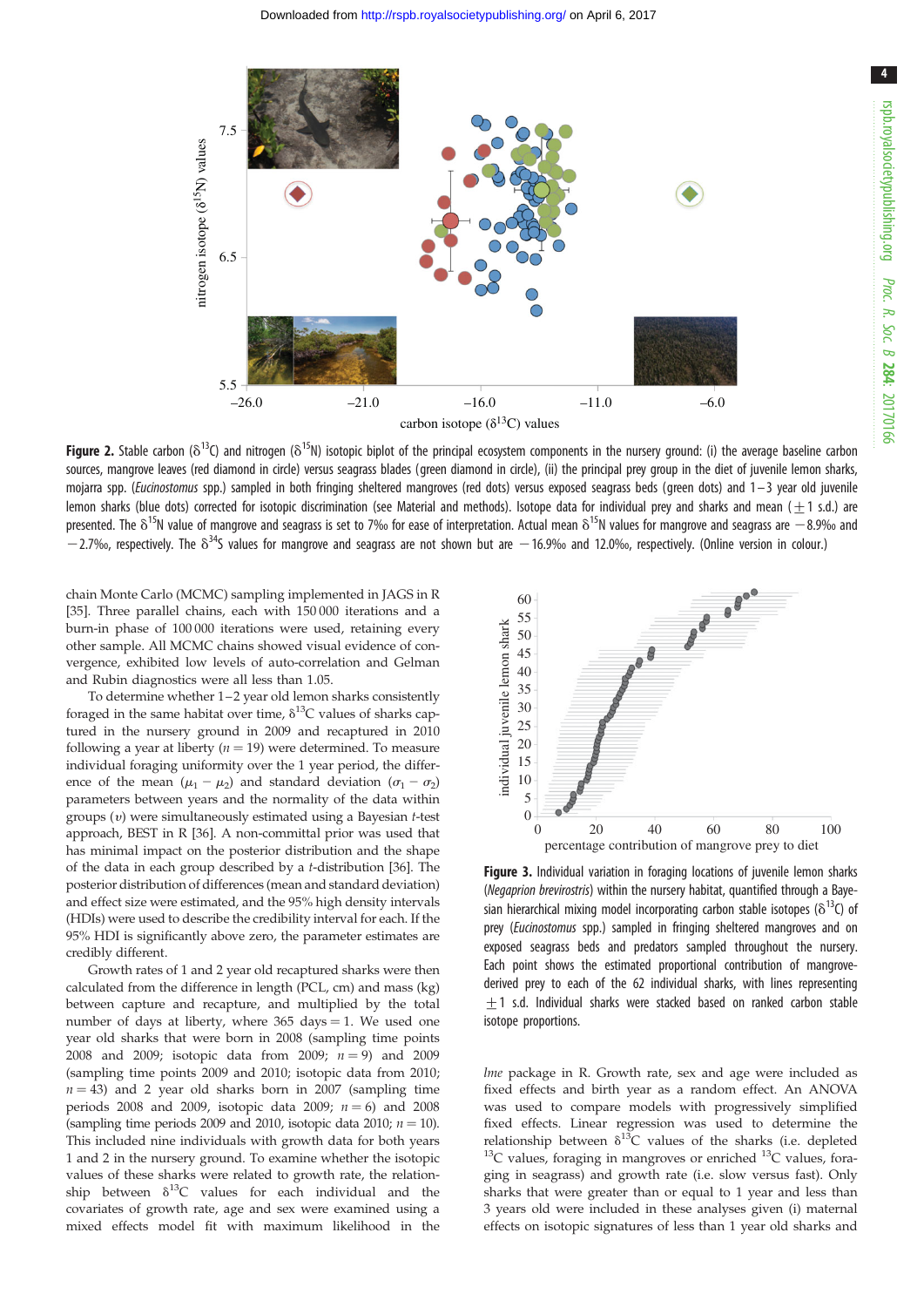**Figure 2.** Stable carbon ($\delta^{13}C$) and nitrogen ($\delta^{15}N$) isotopic biplot of the principal ecosystem components in the nursery ground: (i) the average baseline carbon sources, mangrove leaves (red diamond in circle) versus seagrass blades (green diamond in circle), (ii) the principal prey group in the diet of juvenile lemon sharks, mojarra spp. (*Eucinostomus* spp.) sampled in both fringing sheltered mangroves (red dots) versus exposed seagrass beds (green dots) and 1–3 year old juvenile lemon sharks (blue dots) corrected for isotopic discrimination (see Material and methods). Isotope data for individual prey and sharks and mean (±1 s.d.) are presented. The $\delta^{15}N$ value of mangrove and seagrass is set to 7‰ for ease of interpretation. Actual mean $\delta^{15}N$ values for mangrove and seagrass are −8.9‰ and −2.7‰, respectively. The $\delta^{34}S$ values for mangrove and seagrass are not shown but are −16.9‰ and 12.0‰, respectively. (Online version in colour.)

chain Monte Carlo (MCMC) sampling implemented in JAGS in R [35]. Three parallel chains, each with 150 000 iterations and a burn-in phase of 100 000 iterations were used, retaining every other sample. All MCMC chains showed visual evidence of convergence, exhibited low levels of auto-correlation and Gelman and Rubin diagnostics were all less than 1.05.

To determine whether 1–2 year old lemon sharks consistently foraged in the same habitat over time, $\delta^{13}C$ values of sharks captured in the nursery ground in 2009 and recaptured in 2010 following a year at liberty ($n = 19$) were determined. To measure individual foraging uniformity over the 1 year period, the difference of the mean ($\mu_1 - \mu_2$) and standard deviation ($\sigma_1 - \sigma_2$) parameters between years and the normality of the data within groups ($\upsilon$) were simultaneously estimated using a Bayesian *t*-test approach, BEST in R [36]. A non-committal prior was used that has minimal impact on the posterior distribution and the shape of the data in each group described by a *t*-distribution [36]. The posterior distribution of differences (mean and standard deviation) and effect size were estimated, and the 95% high density intervals (HDIs) were used to describe the credibility interval for each. If the 95% HDI is significantly above zero, the parameter estimates are credibly different.

Growth rates of 1 and 2 year old recaptured sharks were then calculated from the difference in length (PCL, cm) and mass (kg) between capture and recapture, and multiplied by the total number of days at liberty, where 365 days = 1. We used one year old sharks that were born in 2008 (sampling time points 2008 and 2009; isotopic data from 2009; $n = 9$) and 2009 (sampling time points 2009 and 2010; isotopic data from 2010; $n = 43$) and 2 year old sharks born in 2007 (sampling time periods 2008 and 2009, isotopic data 2009; $n = 6$) and 2008 (sampling time periods 2009 and 2010, isotopic data 2010; $n = 10$). This included nine individuals with growth data for both years 1 and 2 in the nursery ground. To examine whether the isotopic values of these sharks were related to growth rate, the relationship between $\delta^{13}C$ values for each individual and the covariates of growth rate, age and sex were examined using a mixed effects model fit with maximum likelihood in the *lme* package in R. Growth rate, sex and age were included as fixed effects and birth year as a random effect. An ANOVA was used to compare models with progressively simplified fixed effects. Linear regression was used to determine the relationship between $\delta^{13}C$ values of the sharks (i.e. depleted $^{13}C$ values, foraging in mangroves or enriched $^{13}C$ values, foraging in seagrass) and growth rate (i.e. slow versus fast). Only sharks that were greater than or equal to 1 year and less than 3 years old were included in these analyses given (i) maternal effects on isotopic signatures of less than 1 year old sharks and

**Figure 3.** Individual variation in foraging locations of juvenile lemon sharks (*Negaprion brevirostris*) within the nursery habitat, quantified through a Bayesian hierarchical mixing model incorporating carbon stable isotopes ($\delta^{13}C$) of prey (*Eucinostomus* spp.) sampled in fringing sheltered mangroves and on exposed seagrass beds and predators sampled throughout the nursery. Each point shows the estimated proportional contribution of mangrove-derived prey to each of the 62 individual sharks, with lines representing ±1 s.d. Individual sharks were stacked based on ranked carbon stable isotope proportions.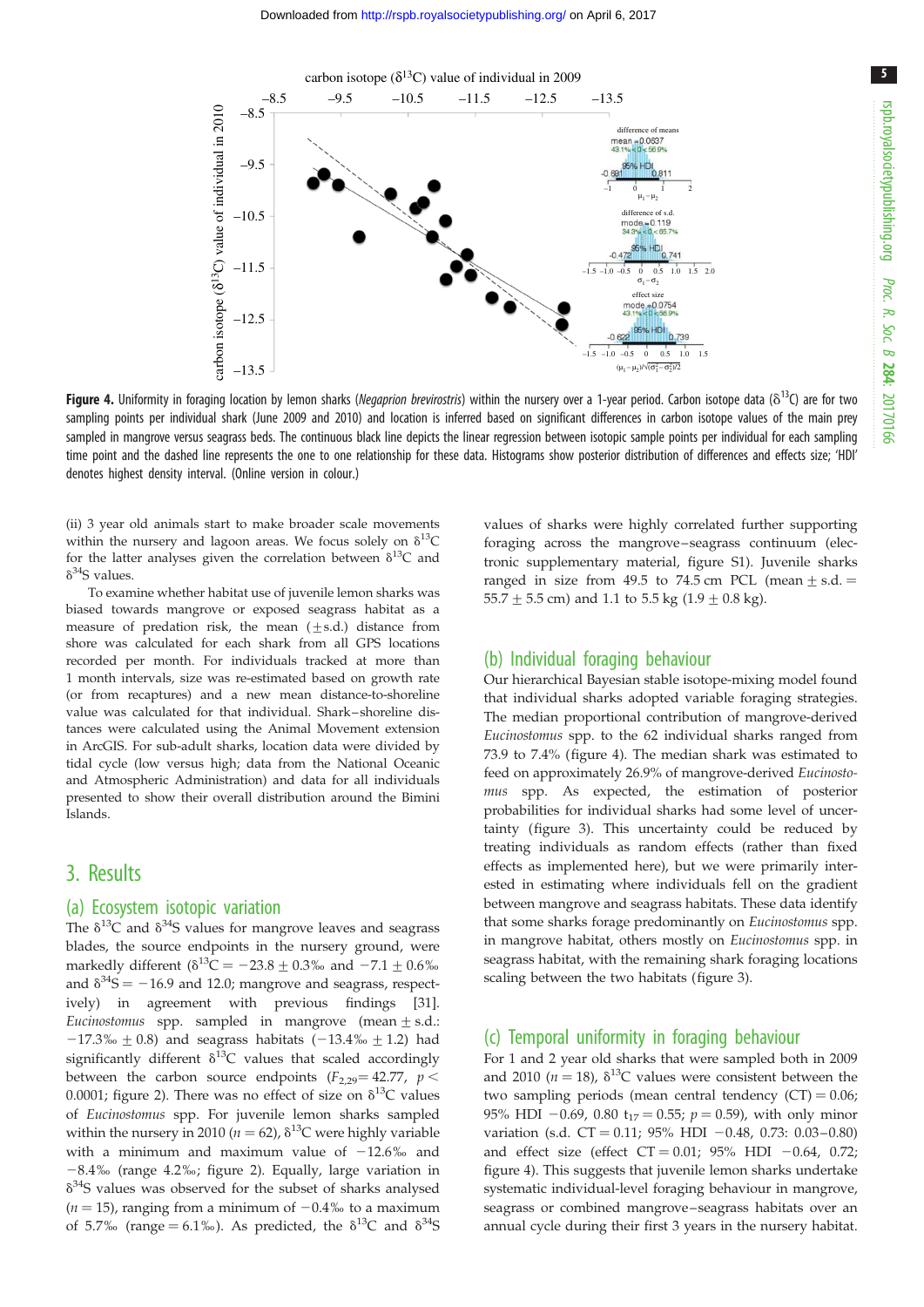**Figure 4.** Uniformity in foraging location by lemon sharks (*Negaprion brevirostris*) within the nursery over a 1-year period. Carbon isotope data ($\delta^{13}C$) are for two sampling points per individual shark (June 2009 and 2010) and location is inferred based on significant differences in carbon isotope values of the main prey sampled in mangrove versus seagrass beds. The continuous black line depicts the linear regression between isotopic sample points per individual for each sampling time point and the dashed line represents the one to one relationship for these data. Histograms show posterior distribution of differences and effects size; 'HDI' denotes highest density interval. (Online version in colour.)

(ii) 3 year old animals start to make broader scale movements within the nursery and lagoon areas. We focus solely on $\delta^{13}C$ for the latter analyses given the correlation between $\delta^{13}C$ and $\delta^{34}S$ values.

To examine whether habitat use of juvenile lemon sharks was biased towards mangrove or exposed seagrass habitat as a measure of predation risk, the mean (±s.d.) distance from shore was calculated for each shark from all GPS locations recorded per month. For individuals tracked at more than 1 month intervals, size was re-estimated based on growth rate (or from recaptures) and a new mean distance-to-shoreline value was calculated for that individual. Shark–shoreline distances were calculated using the Animal Movement extension in ArcGIS. For sub-adult sharks, location data were divided by tidal cycle (low versus high; data from the National Oceanic and Atmospheric Administration) and data for all individuals presented to show their overall distribution around the Bimini Islands.

## 3. Results

### (a) Ecosystem isotopic variation

The $\delta^{13}C$ and $\delta^{34}S$ values for mangrove leaves and seagrass blades, the source endpoints in the nursery ground, were markedly different ($\delta^{13}C = -23.8 \pm 0.3$‰ and $-7.1 \pm 0.6$‰ and $\delta^{34}S = -16.9$ and 12.0; mangrove and seagrass, respectively) in agreement with previous findings [31]. *Eucinostomus* spp. sampled in mangrove (mean ± s.d.: $-17.3$‰ ± 0.8) and seagrass habitats ($-13.4$‰ ± 1.2) had significantly different $\delta^{13}C$ values that scaled accordingly between the carbon source endpoints ($F_{2,29} = 42.77$, $p < 0.0001$; figure 2). There was no effect of size on $\delta^{13}C$ values of *Eucinostomus* spp. For juvenile lemon sharks sampled within the nursery in 2010 ($n = 62$), $\delta^{13}C$ were highly variable with a minimum and maximum value of $-12.6$‰ and $-8.4$‰ (range 4.2‰; figure 2). Equally, large variation in $\delta^{34}S$ values was observed for the subset of sharks analysed ($n = 15$), ranging from a minimum of $-0.4$‰ to a maximum of 5.7‰ (range = 6.1‰). As predicted, the $\delta^{13}C$ and $\delta^{34}S$ values of sharks were highly correlated further supporting foraging across the mangrove–seagrass continuum (electronic supplementary material, figure S1). Juvenile sharks ranged in size from 49.5 to 74.5 cm PCL (mean ± s.d. = 55.7 ± 5.5 cm) and 1.1 to 5.5 kg (1.9 ± 0.8 kg).

### (b) Individual foraging behaviour

Our hierarchical Bayesian stable isotope-mixing model found that individual sharks adopted variable foraging strategies. The median proportional contribution of mangrove-derived *Eucinostomus* spp. to the 62 individual sharks ranged from 73.9 to 7.4% (figure 4). The median shark was estimated to feed on approximately 26.9% of mangrove-derived *Eucinostomus* spp. As expected, the estimation of posterior probabilities for individual sharks had some level of uncertainty (figure 3). This uncertainty could be reduced by treating individuals as random effects (rather than fixed effects as implemented here), but we were primarily interested in estimating where individuals fell on the gradient between mangrove and seagrass habitats. These data identify that some sharks forage predominantly on *Eucinostomus* spp. in mangrove habitat, others mostly on *Eucinostomus* spp. in seagrass habitat, with the remaining shark foraging locations scaling between the two habitats (figure 3).

### (c) Temporal uniformity in foraging behaviour

For 1 and 2 year old sharks that were sampled both in 2009 and 2010 ($n = 18$), $\delta^{13}C$ values were consistent between the two sampling periods (mean central tendency (CT) = 0.06; 95% HDI $-0.69$, 0.80 $t_{17} = 0.55$; $p = 0.59$), with only minor variation (s.d. CT = 0.11; 95% HDI $-0.48$, 0.73: 0.03–0.80) and effect size (effect CT = 0.01; 95% HDI $-0.64$, 0.72; figure 4). This suggests that juvenile lemon sharks undertake systematic individual-level foraging behaviour in mangrove, seagrass or combined mangrove–seagrass habitats over an annual cycle during their first 3 years in the nursery habitat.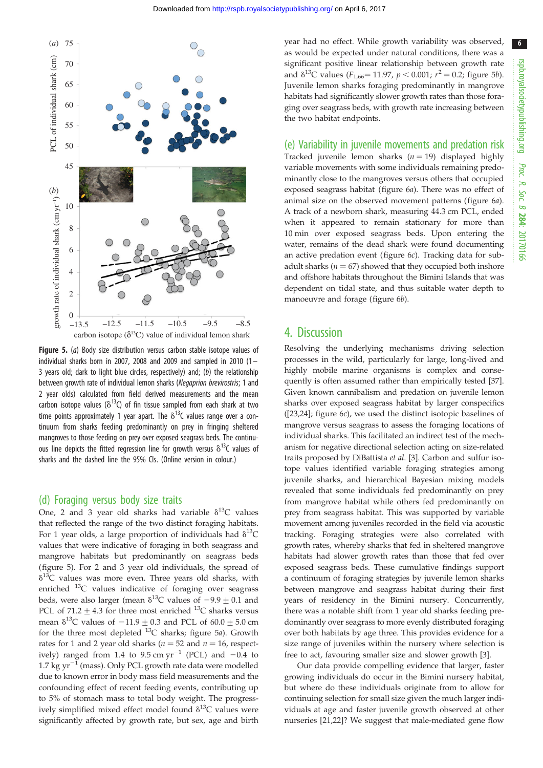**Figure 5.** (*a*) Body size distribution versus carbon stable isotope values of individual sharks born in 2007, 2008 and 2009 and sampled in 2010 (1–3 years old; dark to light blue circles, respectively) and; (*b*) the relationship between growth rate of individual lemon sharks (*Negaprion brevirostris*; 1 and 2 year olds) calculated from field derived measurements and the mean carbon isotope values ($\delta^{13}C$) of fin tissue sampled from each shark at two time points approximately 1 year apart. The $\delta^{13}C$ values range over a continuum from sharks feeding predominantly on prey in fringing sheltered mangroves to those feeding on prey over exposed seagrass beds. The continuous line depicts the fitted regression line for growth versus $\delta^{13}C$ values of sharks and the dashed line the 95% CIs. (Online version in colour.)

## (d) Foraging versus body size traits

One, 2 and 3 year old sharks had variable $\delta^{13}C$ values that reflected the range of the two distinct foraging habitats. For 1 year olds, a large proportion of individuals had $\delta^{13}C$ values that were indicative of foraging in both seagrass and mangrove habitats but predominantly on seagrass beds (figure 5). For 2 and 3 year old individuals, the spread of $\delta^{13}C$ values was more even. Three years old sharks, with enriched $^{13}C$ values indicative of foraging over seagrass beds, were also larger (mean $\delta^{13}C$ values of $-9.9 \pm 0.1$ and PCL of $71.2 \pm 4.3$ for three most enriched $^{13}C$ sharks versus mean $\delta^{13}C$ values of $-11.9 \pm 0.3$ and PCL of $60.0 \pm 5.0$ cm for the three most depleted $^{13}C$ sharks; figure 5*a*). Growth rates for 1 and 2 year old sharks ($n = 52$ and $n = 16$, respectively) ranged from 1.4 to 9.5 cm $yr^{-1}$ (PCL) and $-0.4$ to 1.7 kg $yr^{-1}$ (mass). Only PCL growth rate data were modelled due to known error in body mass field measurements and the confounding effect of recent feeding events, contributing up to 5% of stomach mass to total body weight. The progressively simplified mixed effect model found $\delta^{13}C$ values were significantly affected by growth rate, but sex, age and birth year had no effect. While growth variability was observed, as would be expected under natural conditions, there was a significant positive linear relationship between growth rate and $\delta^{13}C$ values ($F_{1,66} = 11.97$, $p < 0.001$; $r^2 = 0.2$; figure 5*b*). Juvenile lemon sharks foraging predominantly in mangrove habitats had significantly slower growth rates than those foraging over seagrass beds, with growth rate increasing between the two habitat endpoints.

## (e) Variability in juvenile movements and predation risk

Tracked juvenile lemon sharks ($n = 19$) displayed highly variable movements with some individuals remaining predominantly close to the mangroves versus others that occupied exposed seagrass habitat (figure 6*a*). There was no effect of animal size on the observed movement patterns (figure 6*a*). A track of a newborn shark, measuring 44.3 cm PCL, ended when it appeared to remain stationary for more than 10 min over exposed seagrass beds. Upon entering the water, remains of the dead shark were found documenting an active predation event (figure 6*c*). Tracking data for subadult sharks ($n = 67$) showed that they occupied both inshore and offshore habitats throughout the Bimini Islands that was dependent on tidal state, and thus suitable water depth to manoeuvre and forage (figure 6*b*).

# 4. Discussion

Resolving the underlying mechanisms driving selection processes in the wild, particularly for large, long-lived and highly mobile marine organisms is complex and consequently is often assumed rather than empirically tested [37]. Given known cannibalism and predation on juvenile lemon sharks over exposed seagrass habitat by larger conspecifics ([23,24]; figure 6*c*), we used the distinct isotopic baselines of mangrove versus seagrass to assess the foraging locations of individual sharks. This facilitated an indirect test of the mechanism for negative directional selection acting on size-related traits proposed by DiBattista *et al*. [3]. Carbon and sulfur isotope values identified variable foraging strategies among juvenile sharks, and hierarchical Bayesian mixing models revealed that some individuals fed predominantly on prey from mangrove habitat while others fed predominantly on prey from seagrass habitat. This was supported by variable movement among juveniles recorded in the field via acoustic tracking. Foraging strategies were also correlated with growth rates, whereby sharks that fed in sheltered mangrove habitats had slower growth rates than those that fed over exposed seagrass beds. These cumulative findings support a continuum of foraging strategies by juvenile lemon sharks between mangrove and seagrass habitat during their first years of residency in the Bimini nursery. Concurrently, there was a notable shift from 1 year old sharks feeding predominantly over seagrass to more evenly distributed foraging over both habitats by age three. This provides evidence for a size range of juveniles within the nursery where selection is free to act, favouring smaller size and slower growth [3].

Our data provide compelling evidence that larger, faster growing individuals do occur in the Bimini nursery habitat, but where do these individuals originate from to allow for continuing selection for small size given the much larger individuals at age and faster juvenile growth observed at other nurseries [21,22]? We suggest that male-mediated gene flow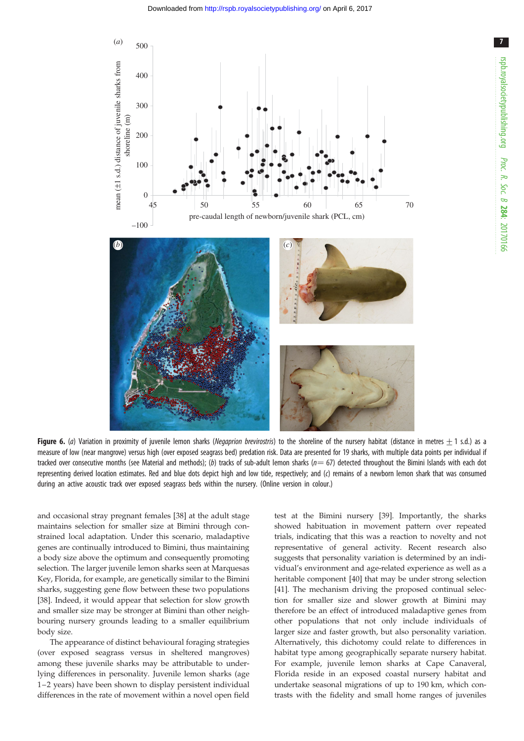**Figure 6.** (*a*) Variation in proximity of juvenile lemon sharks (*Negaprion brevirostris*) to the shoreline of the nursery habitat (distance in metres ± 1 s.d.) as a measure of low (near mangrove) versus high (over exposed seagrass bed) predation risk. Data are presented for 19 sharks, with multiple data points per individual if tracked over consecutive months (see Material and methods); (*b*) tracks of sub-adult lemon sharks ($n = 67$) detected throughout the Bimini Islands with each dot representing derived location estimates. Red and blue dots depict high and low tide, respectively; and (*c*) remains of a newborn lemon shark that was consumed during an active acoustic track over exposed seagrass beds within the nursery. (Online version in colour.)

and occasional stray pregnant females [38] at the adult stage maintains selection for smaller size at Bimini through constrained local adaptation. Under this scenario, maladaptive genes are continually introduced to Bimini, thus maintaining a body size above the optimum and consequently promoting selection. The larger juvenile lemon sharks seen at Marquesas Key, Florida, for example, are genetically similar to the Bimini sharks, suggesting gene flow between these two populations [38]. Indeed, it would appear that selection for slow growth and smaller size may be stronger at Bimini than other neighbouring nursery grounds leading to a smaller equilibrium body size.

The appearance of distinct behavioural foraging strategies (over exposed seagrass versus in sheltered mangroves) among these juvenile sharks may be attributable to underlying differences in personality. Juvenile lemon sharks (age 1–2 years) have been shown to display persistent individual differences in the rate of movement within a novel open field test at the Bimini nursery [39]. Importantly, the sharks showed habituation in movement pattern over repeated trials, indicating that this was a reaction to novelty and not representative of general activity. Recent research also suggests that personality variation is determined by an individual's environment and age-related experience as well as a heritable component [40] that may be under strong selection [41]. The mechanism driving the proposed continual selection for smaller size and slower growth at Bimini may therefore be an effect of introduced maladaptive genes from other populations that not only include individuals of larger size and faster growth, but also personality variation. Alternatively, this dichotomy could relate to differences in habitat type among geographically separate nursery habitat. For example, juvenile lemon sharks at Cape Canaveral, Florida reside in an exposed coastal nursery habitat and undertake seasonal migrations of up to 190 km, which contrasts with the fidelity and small home ranges of juveniles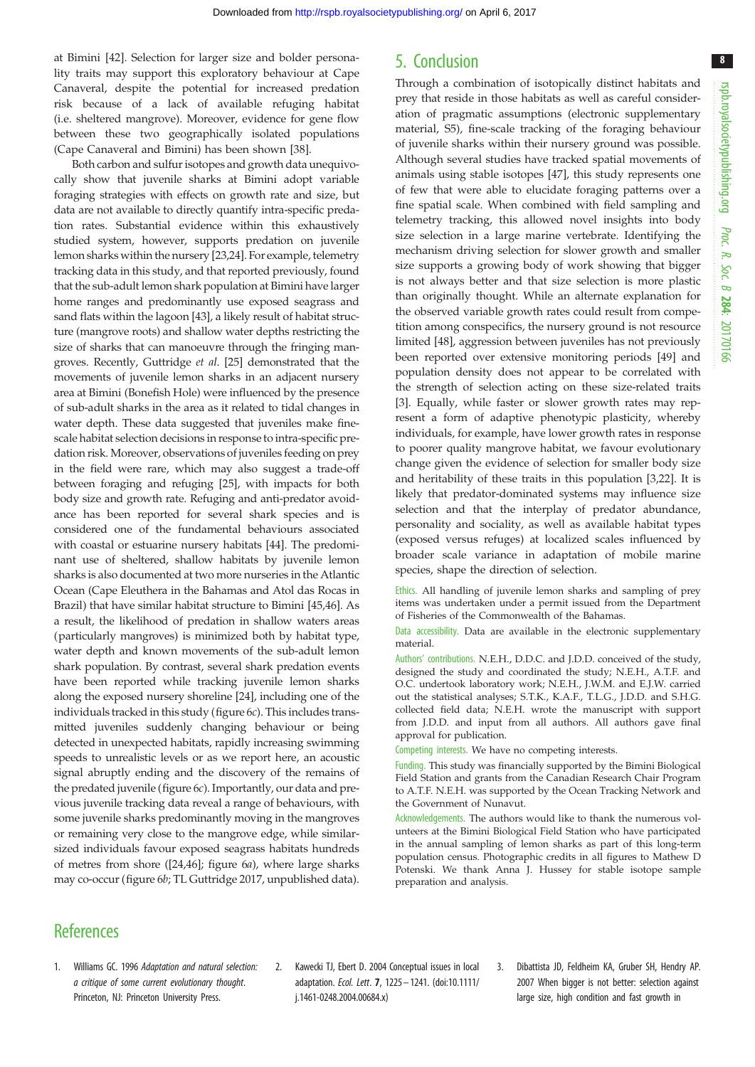at Bimini [42]. Selection for larger size and bolder personality traits may support this exploratory behaviour at Cape Canaveral, despite the potential for increased predation risk because of a lack of available refuging habitat (i.e. sheltered mangrove). Moreover, evidence for gene flow between these two geographically isolated populations (Cape Canaveral and Bimini) has been shown [38].

Both carbon and sulfur isotopes and growth data unequivocally show that juvenile sharks at Bimini adopt variable foraging strategies with effects on growth rate and size, but data are not available to directly quantify intra-specific predation rates. Substantial evidence within this exhaustively studied system, however, supports predation on juvenile lemon sharks within the nursery [23,24]. For example, telemetry tracking data in this study, and that reported previously, found that the sub-adult lemon shark population at Bimini have larger home ranges and predominantly use exposed seagrass and sand flats within the lagoon [43], a likely result of habitat structure (mangrove roots) and shallow water depths restricting the size of sharks that can manoeuvre through the fringing mangroves. Recently, Guttridge *et al*. [25] demonstrated that the movements of juvenile lemon sharks in an adjacent nursery area at Bimini (Bonefish Hole) were influenced by the presence of sub-adult sharks in the area as it related to tidal changes in water depth. These data suggested that juveniles make fine-scale habitat selection decisions in response to intra-specific predation risk. Moreover, observations of juveniles feeding on prey in the field were rare, which may also suggest a trade-off between foraging and refuging [25], with impacts for both body size and growth rate. Refuging and anti-predator avoidance has been reported for several shark species and is considered one of the fundamental behaviours associated with coastal or estuarine nursery habitats [44]. The predominant use of sheltered, shallow habitats by juvenile lemon sharks is also documented at two more nurseries in the Atlantic Ocean (Cape Eleuthera in the Bahamas and Atol das Rocas in Brazil) that have similar habitat structure to Bimini [45,46]. As a result, the likelihood of predation in shallow waters areas (particularly mangroves) is minimized both by habitat type, water depth and known movements of the sub-adult lemon shark population. By contrast, several shark predation events have been reported while tracking juvenile lemon sharks along the exposed nursery shoreline [24], including one of the individuals tracked in this study (figure 6*c*). This includes transmitted juveniles suddenly changing behaviour or being detected in unexpected habitats, rapidly increasing swimming speeds to unrealistic levels or as we report here, an acoustic signal abruptly ending and the discovery of the remains of the predated juvenile (figure 6*c*). Importantly, our data and previous juvenile tracking data reveal a range of behaviours, with some juvenile sharks predominantly moving in the mangroves or remaining very close to the mangrove edge, while similar-sized individuals favour exposed seagrass habitats hundreds of metres from shore ([24,46]; figure 6*a*), where large sharks may co-occur (figure 6*b*; TL Guttridge 2017, unpublished data).

## 5. Conclusion

Through a combination of isotopically distinct habitats and prey that reside in those habitats as well as careful consideration of pragmatic assumptions (electronic supplementary material, S5), fine-scale tracking of the foraging behaviour of juvenile sharks within their nursery ground was possible. Although several studies have tracked spatial movements of animals using stable isotopes [47], this study represents one of few that were able to elucidate foraging patterns over a fine spatial scale. When combined with field sampling and telemetry tracking, this allowed novel insights into body size selection in a large marine vertebrate. Identifying the mechanism driving selection for slower growth and smaller size supports a growing body of work showing that bigger is not always better and that size selection is more plastic than originally thought. While an alternate explanation for the observed variable growth rates could result from competition among conspecifics, the nursery ground is not resource limited [48], aggression between juveniles has not previously been reported over extensive monitoring periods [49] and population density does not appear to be correlated with the strength of selection acting on these size-related traits [3]. Equally, while faster or slower growth rates may represent a form of adaptive phenotypic plasticity, whereby individuals, for example, have lower growth rates in response to poorer quality mangrove habitat, we favour evolutionary change given the evidence of selection for smaller body size and heritability of these traits in this population [3,22]. It is likely that predator-dominated systems may influence size selection and that the interplay of predator abundance, personality and sociality, as well as available habitat types (exposed versus refuges) at localized scales influenced by broader scale variance in adaptation of mobile marine species, shape the direction of selection.

Ethics. All handling of juvenile lemon sharks and sampling of prey items was undertaken under a permit issued from the Department of Fisheries of the Commonwealth of the Bahamas.

Data accessibility. Data are available in the electronic supplementary material.

Authors' contributions. N.E.H., D.D.C. and J.D.D. conceived of the study, designed the study and coordinated the study; N.E.H., A.T.F. and O.C. undertook laboratory work; N.E.H., J.W.M. and E.J.W. carried out the statistical analyses; S.T.K., K.A.F., T.L.G., J.D.D. and S.H.G. collected field data; N.E.H. wrote the manuscript with support from J.D.D. and input from all authors. All authors gave final approval for publication.

Competing interests. We have no competing interests.

Funding. This study was financially supported by the Bimini Biological Field Station and grants from the Canadian Research Chair Program to A.T.F. N.E.H. was supported by the Ocean Tracking Network and the Government of Nunavut.

Acknowledgements. The authors would like to thank the numerous volunteers at the Bimini Biological Field Station who have participated in the annual sampling of lemon sharks as part of this long-term population census. Photographic credits in all figures to Mathew D Potenski. We thank Anna J. Hussey for stable isotope sample preparation and analysis.

## References

1. Williams GC. 1996 *Adaptation and natural selection: a critique of some current evolutionary thought*. Princeton, NJ: Princeton University Press.
2. Kawecki TJ, Ebert D. 2004 Conceptual issues in local adaptation. *Ecol. Lett.* **7**, 1225–1241. (doi:10.1111/j.1461-0248.2004.00684.x)
3. Dibattista JD, Feldheim KA, Gruber SH, Hendry AP. 2007 When bigger is not better: selection against large size, high condition and fast growth in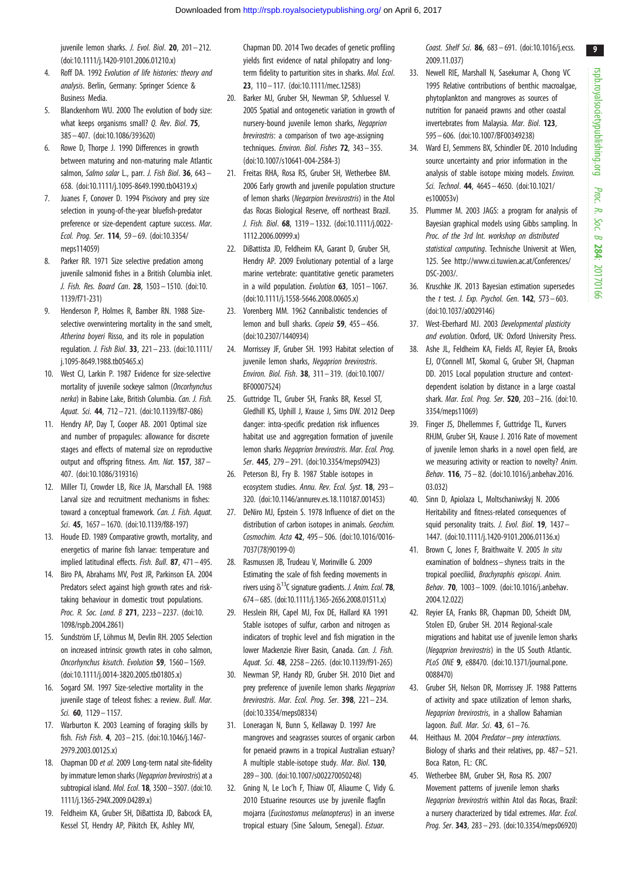juvenile lemon sharks. *J. Evol. Biol*. **20**, 201–212. (doi:10.1111/j.1420-9101.2006.01210.x)

4. Roff DA. 1992 *Evolution of life histories: theory and analysis*. Berlin, Germany: Springer Science & Business Media.
5. Blanckenhorn WU. 2000 The evolution of body size: what keeps organisms small? *Q. Rev. Biol*. **75**, 385–407. (doi:10.1086/393620)
6. Rowe D, Thorpe J. 1990 Differences in growth between maturing and non-maturing male Atlantic salmon, *Salmo salar* L., parr. *J. Fish Biol*. **36**, 643–658. (doi:10.1111/j.1095-8649.1990.tb04319.x)
7. Juanes F, Conover D. 1994 Piscivory and prey size selection in young-of-the-year bluefish-predator preference or size-dependent capture success. *Mar. Ecol. Prog. Ser*. **114**, 59–69. (doi:10.3354/meps114059)
8. Parker RR. 1971 Size selective predation among juvenile salmonid fishes in a British Columbia inlet. *J. Fish. Res. Board Can*. **28**, 1503–1510. (doi:10.1139/f71-231)
9. Henderson P, Holmes R, Bamber RN. 1988 Size-selective overwintering mortality in the sand smelt, *Atherina boyeri* Risso, and its role in population regulation. *J. Fish Biol*. **33**, 221–233. (doi:10.1111/j.1095-8649.1988.tb05465.x)
10. West CJ, Larkin P. 1987 Evidence for size-selective mortality of juvenile sockeye salmon (*Oncorhynchus nerka*) in Babine Lake, British Columbia. *Can. J. Fish. Aquat. Sci*. **44**, 712–721. (doi:10.1139/f87-086)
11. Hendry AP, Day T, Cooper AB. 2001 Optimal size and number of propagules: allowance for discrete stages and effects of maternal size on reproductive output and offspring fitness. *Am. Nat*. **157**, 387–407. (doi:10.1086/319316)
12. Miller TJ, Crowder LB, Rice JA, Marschall EA. 1988 Larval size and recruitment mechanisms in fishes: toward a conceptual framework. *Can. J. Fish. Aquat. Sci*. **45**, 1657–1670. (doi:10.1139/f88-197)
13. Houde ED. 1989 Comparative growth, mortality, and energetics of marine fish larvae: temperature and implied latitudinal effects. *Fish. Bull*. **87**, 471–495.
14. Biro PA, Abrahams MV, Post JR, Parkinson EA. 2004 Predators select against high growth rates and risk-taking behaviour in domestic trout populations. *Proc. R. Soc. Lond. B* **271**, 2233–2237. (doi:10.1098/rspb.2004.2861)
15. Sundström LF, Löhmus M, Devlin RH. 2005 Selection on increased intrinsic growth rates in coho salmon, *Oncorhynchus kisutch*. *Evolution* **59**, 1560–1569. (doi:10.1111/j.0014-3820.2005.tb01805.x)
16. Sogard SM. 1997 Size-selective mortality in the juvenile stage of teleost fishes: a review. *Bull. Mar. Sci*. **60**, 1129–1157.
17. Warburton K. 2003 Learning of foraging skills by fish. *Fish Fish*. **4**, 203–215. (doi:10.1046/j.1467-2979.2003.00125.x)
18. Chapman DD *et al.* 2009 Long-term natal site-fidelity by immature lemon sharks (*Negaprion brevirostris*) at a subtropical island. *Mol. Ecol*. **18**, 3500–3507. (doi:10.1111/j.1365-294X.2009.04289.x)
19. Feldheim KA, Gruber SH, DiBattista JD, Babcock EA, Kessel ST, Hendry AP, Pikitch EK, Ashley MV, Chapman DD. 2014 Two decades of genetic profiling yields first evidence of natal philopatry and long-term fidelity to parturition sites in sharks. *Mol. Ecol*. **23**, 110–117. (doi:10.1111/mec.12583)
20. Barker MJ, Gruber SH, Newman SP, Schluessel V. 2005 Spatial and ontogenetic variation in growth of nursery-bound juvenile lemon sharks, *Negaprion brevirostris*: a comparison of two age-assigning techniques. *Environ. Biol. Fishes* **72**, 343–355. (doi:10.1007/s10641-004-2584-3)
21. Freitas RHA, Rosa RS, Gruber SH, Wetherbee BM. 2006 Early growth and juvenile population structure of lemon sharks (*Negarpion brevisrostris*) in the Atol das Rocas Biological Reserve, off northeast Brazil. *J. Fish. Biol*. **68**, 1319–1332. (doi:10.1111/j.0022-1112.2006.00999.x)
22. DiBattista JD, Feldheim KA, Garant D, Gruber SH, Hendry AP. 2009 Evolutionary potential of a large marine vertebrate: quantitative genetic parameters in a wild population. *Evolution* **63**, 1051–1067. (doi:10.1111/j.1558-5646.2008.00605.x)
23. Vorenberg MM. 1962 Cannibalistic tendencies of lemon and bull sharks. *Copeia* **59**, 455–456. (doi:10.2307/1440934)
24. Morrissey JF, Gruber SH. 1993 Habitat selection of juvenile lemon sharks, *Negaprion brevirostris*. *Environ. Biol. Fish*. **38**, 311–319. (doi:10.1007/BF00007524)
25. Guttridge TL, Gruber SH, Franks BR, Kessel ST, Gledhill KS, Uphill J, Krause J, Sims DW. 2012 Deep danger: intra-specific predation risk influences habitat use and aggregation formation of juvenile lemon sharks *Negaprion brevirostris*. *Mar. Ecol. Prog. Ser*. **445**, 279–291. (doi:10.3354/meps09423)
26. Peterson BJ, Fry B. 1987 Stable isotopes in ecosystem studies. *Annu. Rev. Ecol. Syst*. **18**, 293–320. (doi:10.1146/annurev.es.18.110187.001453)
27. DeNiro MJ, Epstein S. 1978 Influence of diet on the distribution of carbon isotopes in animals. *Geochim. Cosmochim. Acta* **42**, 495–506. (doi:10.1016/0016-7037(78)90199-0)
28. Rasmussen JB, Trudeau V, Morinville G. 2009 Estimating the scale of fish feeding movements in rivers using $\delta^{13}$C signature gradients. *J. Anim. Ecol*. **78**, 674–685. (doi:10.1111/j.1365-2656.2008.01511.x)
29. Hesslein RH, Capel MJ, Fox DE, Hallard KA 1991 Stable isotopes of sulfur, carbon and nitrogen as indicators of trophic level and fish migration in the lower Mackenzie River Basin, Canada. *Can. J. Fish. Aquat. Sci*. **48**, 2258–2265. (doi:10.1139/f91-265)
30. Newman SP, Handy RD, Gruber SH. 2010 Diet and prey preference of juvenile lemon sharks *Negaprion brevirostris*. *Mar. Ecol. Prog. Ser*. **398**, 221–234. (doi:10.3354/meps08334)
31. Loneragan N, Bunn S, Kellaway D. 1997 Are mangroves and seagrasses sources of organic carbon for penaeid prawns in a tropical Australian estuary? A multiple stable-isotope study. *Mar. Biol*. **130**, 289–300. (doi:10.1007/s002270050248)
32. Gning N, Le Loc'h F, Thiaw OT, Aliaume C, Vidy G. 2010 Estuarine resources use by juvenile flagfin mojarra (*Eucinostomus melanopterus*) in an inverse tropical estuary (Sine Saloum, Senegal). *Estuar. Coast. Shelf Sci*. **86**, 683–691. (doi:10.1016/j.ecss.2009.11.037)
33. Newell RIE, Marshall N, Sasekumar A, Chong VC 1995 Relative contributions of benthic macroalgae, phytoplankton and mangroves as sources of nutrition for panaeid prawns and other coastal invertebrates from Malaysia. *Mar. Biol*. **123**, 595–606. (doi:10.1007/BF00349238)
34. Ward EJ, Semmens BX, Schindler DE. 2010 Including source uncertainty and prior information in the analysis of stable isotope mixing models. *Environ. Sci. Technol*. **44**, 4645–4650. (doi:10.1021/es100053v)
35. Plummer M. 2003 JAGS: a program for analysis of Bayesian graphical models using Gibbs sampling. In *Proc. of the 3rd Int. workshop on distributed statistical computing*. Technische Universit at Wien, 125. See http://www.ci.tuwien.ac.at/Conferences/DSC-2003/.
36. Kruschke JK. 2013 Bayesian estimation supersedes the *t* test. *J. Exp. Psychol. Gen*. **142**, 573–603. (doi:10.1037/a0029146)
37. West-Eberhard MJ. 2003 *Developmental plasticity and evolution*. Oxford, UK: Oxford University Press.
38. Ashe JL, Feldheim KA, Fields AT, Reyier EA, Brooks EJ, O'Connell MT, Skomal G, Gruber SH, Chapman DD. 2015 Local population structure and context-dependent isolation by distance in a large coastal shark. *Mar. Ecol. Prog. Ser*. **520**, 203–216. (doi:10.3354/meps11069)
39. Finger JS, Dhellemmes F, Guttridge TL, Kurvers RHJM, Gruber SH, Krause J. 2016 Rate of movement of juvenile lemon sharks in a novel open field, are we measuring activity or reaction to novelty? *Anim. Behav*. **116**, 75–82. (doi:10.1016/j.anbehav.2016.03.032)
40. Sinn D, Apiolaza L, Moltschaniwskyj N. 2006 Heritability and fitness-related consequences of squid personality traits. *J. Evol. Biol*. **19**, 1437–1447. (doi:10.1111/j.1420-9101.2006.01136.x)
41. Brown C, Jones F, Braithwaite V. 2005 *In situ* examination of boldness–shyness traits in the tropical poeciliid, *Brachyraphis episcopi*. *Anim. Behav*. **70**, 1003–1009. (doi:10.1016/j.anbehav.2004.12.022)
42. Reyier EA, Franks BR, Chapman DD, Scheidt DM, Stolen ED, Gruber SH. 2014 Regional-scale migrations and habitat use of juvenile lemon sharks (*Negaprion brevirostris*) in the US South Atlantic. *PLoS ONE* **9**, e88470. (doi:10.1371/journal.pone.0088470)
43. Gruber SH, Nelson DR, Morrissey JF. 1988 Patterns of activity and space utilization of lemon sharks, *Negaprion brevirostris*, in a shallow Bahamian lagoon. *Bull. Mar. Sci*. **43**, 61–76.
44. Heithaus M. 2004 *Predator–prey interactions*. Biology of sharks and their relatives, pp. 487–521. Boca Raton, FL: CRC.
45. Wetherbee BM, Gruber SH, Rosa RS. 2007 Movement patterns of juvenile lemon sharks *Negaprion brevirostris* within Atol das Rocas, Brazil: a nursery characterized by tidal extremes. *Mar. Ecol. Prog. Ser*. **343**, 283–293. (doi:10.3354/meps06920)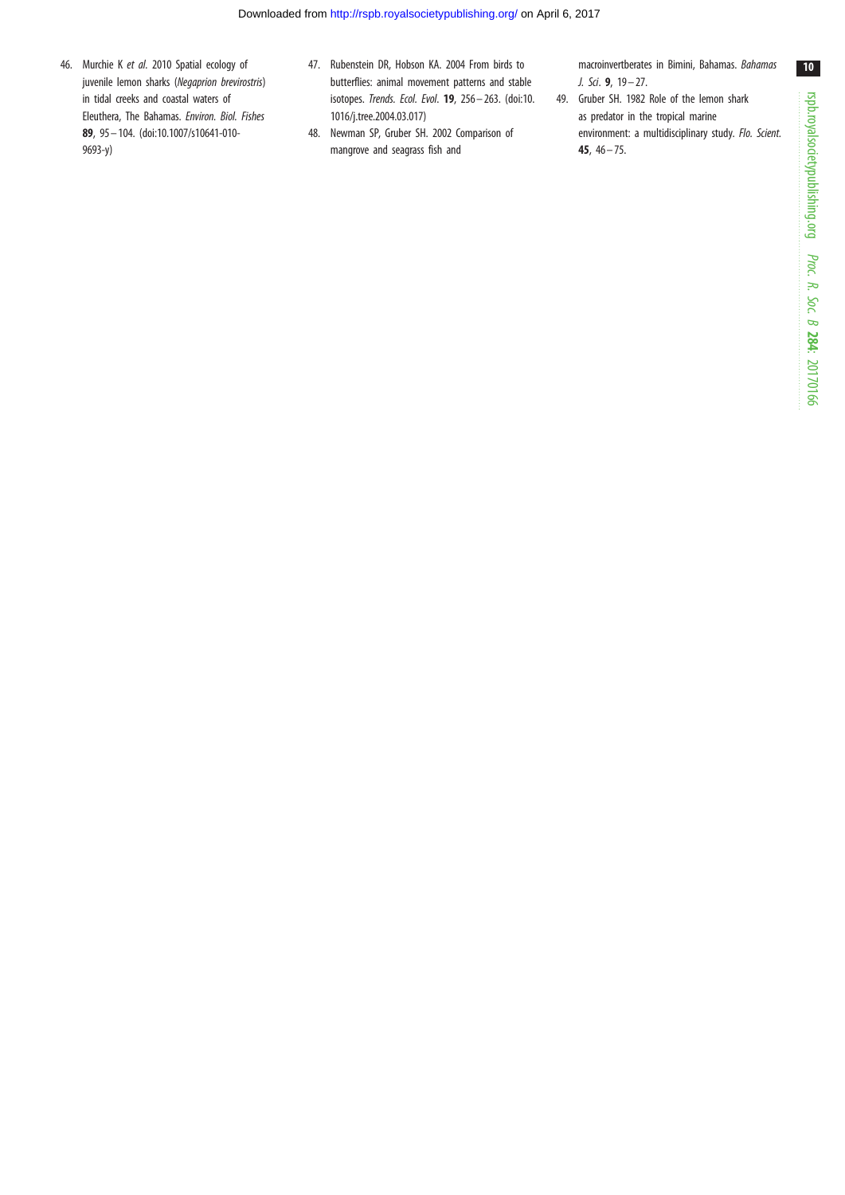46. Murchie K *et al.* 2010 Spatial ecology of juvenile lemon sharks (*Negaprion brevirostris*) in tidal creeks and coastal waters of Eleuthera, The Bahamas. *Environ. Biol. Fishes* **89**, 95–104. (doi:10.1007/s10641-010-9693-y)
47. Rubenstein DR, Hobson KA. 2004 From birds to butterflies: animal movement patterns and stable isotopes. *Trends. Ecol. Evol.* **19**, 256–263. (doi:10.1016/j.tree.2004.03.017)
48. Newman SP, Gruber SH. 2002 Comparison of mangrove and seagrass fish and macroinvertberates in Bimini, Bahamas. *Bahamas J. Sci.* **9**, 19–27.
49. Gruber SH. 1982 Role of the lemon shark as predator in the tropical marine environment: a multidisciplinary study. *Flo. Scient.* **45**, 46–75.